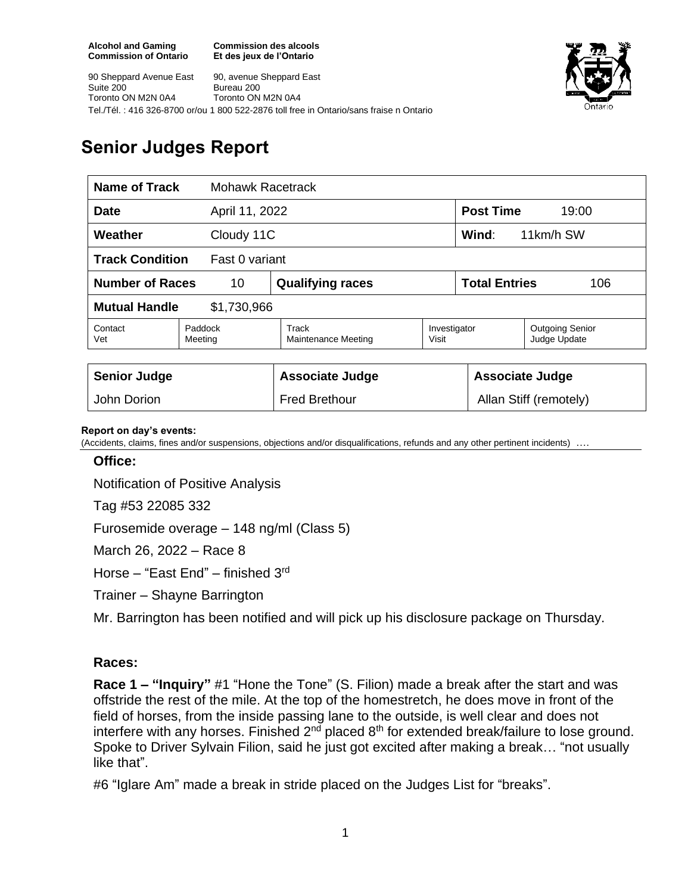**Alcohol and Gaming Commission of Ontario**
**Commission des alcools Et des jeux de l'Ontario**

90 Sheppard Avenue East
Suite 200
Toronto ON M2N 0A4

90, avenue Sheppard East
Bureau 200
Toronto ON M2N 0A4

Tel./Tél. : 416 326-8700 or/ou 1 800 522-2876 toll free in Ontario/sans fraise n Ontario

# Senior Judges Report

| **Name of Track** | Mohawk Racetrack | | | | |
|---|---|---|---|---|---|
| **Date** | April 11, 2022 | | | **Post Time** | 19:00 |
| **Weather** | Cloudy 11C | | | **Wind**: | 11km/h SW |
| **Track Condition** | Fast 0 variant | | | | |
| **Number of Races** | 10 | **Qualifying races** | | **Total Entries** | 106 |
| **Mutual Handle** | $1,730,966 | | | | |
| Contact Vet | Paddock Meeting | Track Maintenance Meeting | Investigator Visit | Outgoing Senior Judge Update | |

| **Senior Judge** | **Associate Judge** | **Associate Judge** |
|---|---|---|
| John Dorion | Fred Brethour | Allan Stiff (remotely) |

**Report on day's events:**
(Accidents, claims, fines and/or suspensions, objections and/or disqualifications, refunds and any other pertinent incidents) ….

### Office:

Notification of Positive Analysis

Tag #53 22085 332

Furosemide overage – 148 ng/ml (Class 5)

March 26, 2022 – Race 8

Horse – "East End" – finished 3rd

Trainer – Shayne Barrington

Mr. Barrington has been notified and will pick up his disclosure package on Thursday.

### Races:

**Race 1 – "Inquiry"** #1 "Hone the Tone" (S. Filion) made a break after the start and was offstride the rest of the mile. At the top of the homestretch, he does move in front of the field of horses, from the inside passing lane to the outside, is well clear and does not interfere with any horses. Finished 2nd placed 8th for extended break/failure to lose ground. Spoke to Driver Sylvain Filion, said he just got excited after making a break… "not usually like that".

#6 "Iglare Am" made a break in stride placed on the Judges List for "breaks".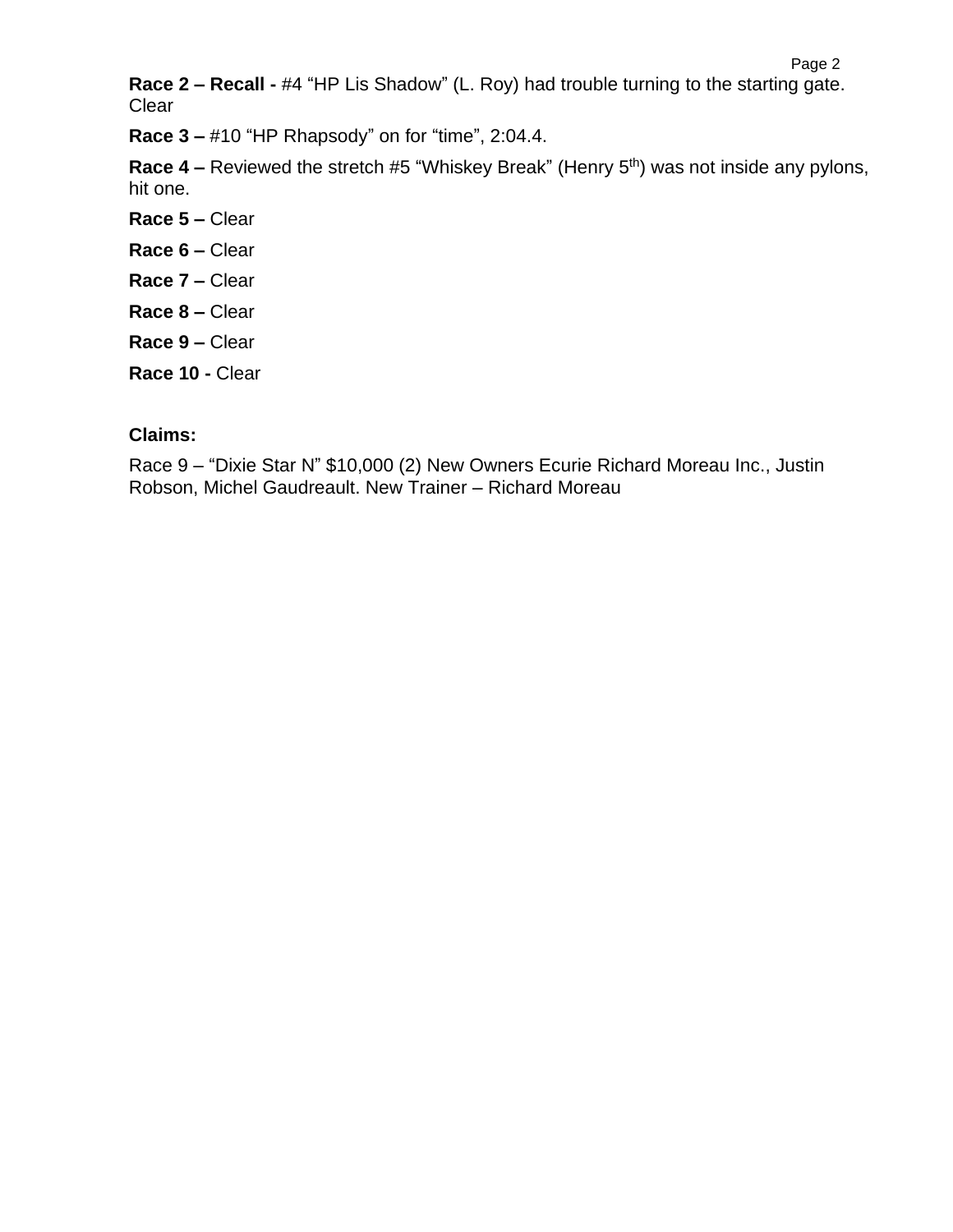**Race 2 – Recall -** #4 “HP Lis Shadow” (L. Roy) had trouble turning to the starting gate. Clear

**Race 3 –** #10 “HP Rhapsody” on for “time”, 2:04.4.

**Race 4 –** Reviewed the stretch #5 “Whiskey Break” (Henry 5th) was not inside any pylons, hit one.

**Race 5 –** Clear

**Race 6 –** Clear

**Race 7 –** Clear

**Race 8 –** Clear

**Race 9 –** Clear

**Race 10 -** Clear

**Claims:**

Race 9 – “Dixie Star N” $10,000 (2) New Owners Ecurie Richard Moreau Inc., Justin Robson, Michel Gaudreault. New Trainer – Richard Moreau